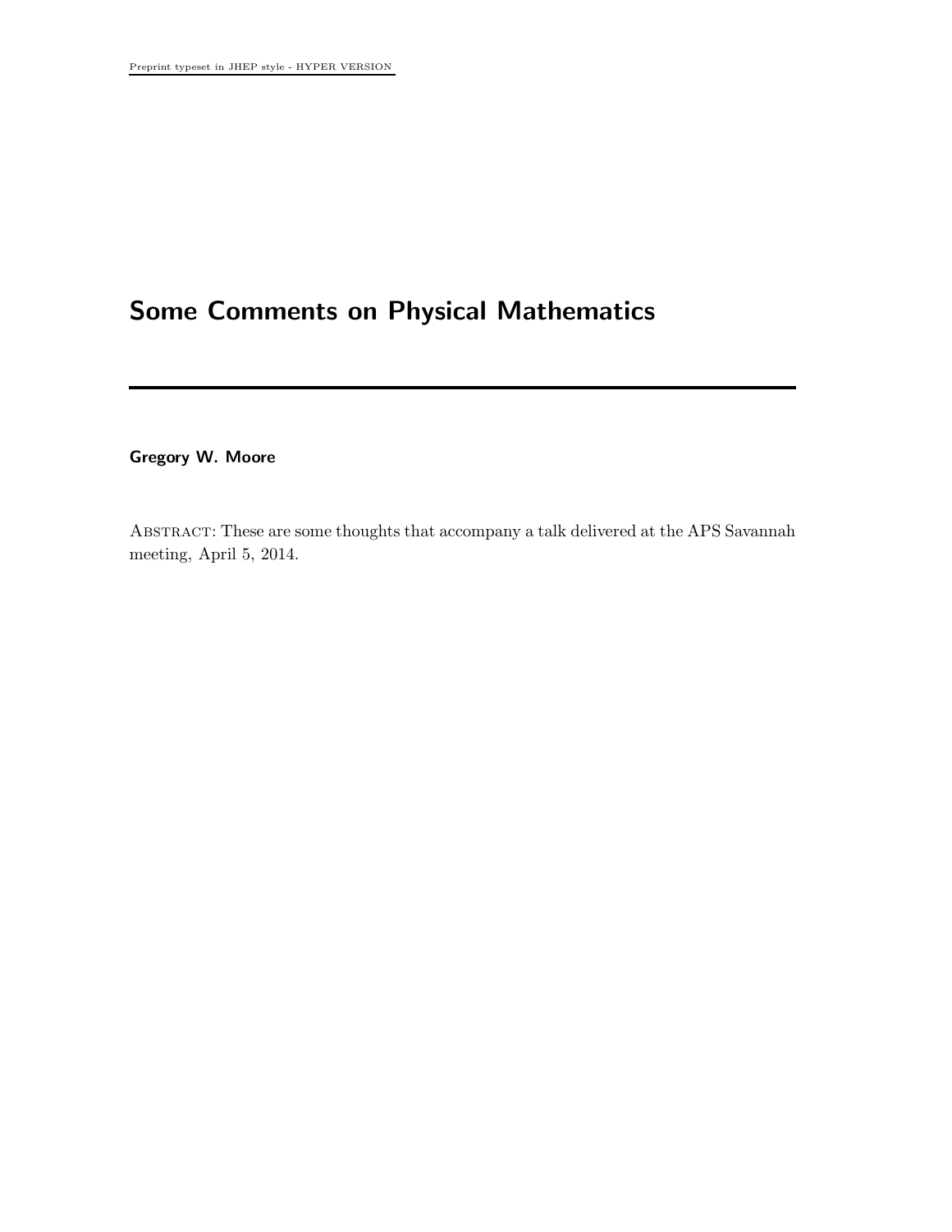# Some Comments on Physical Mathematics

**Gregory W. Moore**

Abstract: These are some thoughts that accompany a talk delivered at the APS Savannah meeting, April 5, 2014.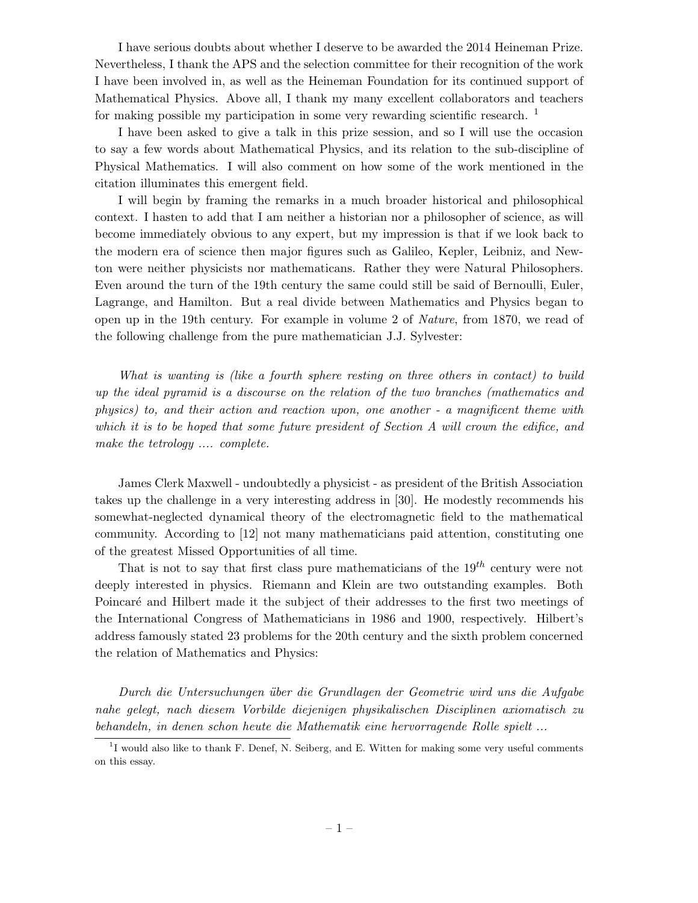I have serious doubts about whether I deserve to be awarded the 2014 Heineman Prize. Nevertheless, I thank the APS and the selection committee for their recognition of the work I have been involved in, as well as the Heineman Foundation for its continued support of Mathematical Physics. Above all, I thank my many excellent collaborators and teachers for making possible my participation in some very rewarding scientific research. [1]

I have been asked to give a talk in this prize session, and so I will use the occasion to say a few words about Mathematical Physics, and its relation to the sub-discipline of Physical Mathematics. I will also comment on how some of the work mentioned in the citation illuminates this emergent field.

I will begin by framing the remarks in a much broader historical and philosophical context. I hasten to add that I am neither a historian nor a philosopher of science, as will become immediately obvious to any expert, but my impression is that if we look back to the modern era of science then major figures such as Galileo, Kepler, Leibniz, and Newton were neither physicists nor mathematicans. Rather they were Natural Philosophers. Even around the turn of the 19th century the same could still be said of Bernoulli, Euler, Lagrange, and Hamilton. But a real divide between Mathematics and Physics began to open up in the 19th century. For example in volume 2 of *Nature*, from 1870, we read of the following challenge from the pure mathematician J.J. Sylvester:

*What is wanting is (like a fourth sphere resting on three others in contact) to build up the ideal pyramid is a discourse on the relation of the two branches (mathematics and physics) to, and their action and reaction upon, one another - a magnificent theme with which it is to be hoped that some future president of Section A will crown the edifice, and make the tetrology .... complete.*

James Clerk Maxwell - undoubtedly a physicist - as president of the British Association takes up the challenge in a very interesting address in [30]. He modestly recommends his somewhat-neglected dynamical theory of the electromagnetic field to the mathematical community. According to [12] not many mathematicians paid attention, constituting one of the greatest Missed Opportunities of all time.

That is not to say that first class pure mathematicians of the $19^{th}$ century were not deeply interested in physics. Riemann and Klein are two outstanding examples. Both Poincaré and Hilbert made it the subject of their addresses to the first two meetings of the International Congress of Mathematicians in 1986 and 1900, respectively. Hilbert's address famously stated 23 problems for the 20th century and the sixth problem concerned the relation of Mathematics and Physics:

*Durch die Untersuchungen über die Grundlagen der Geometrie wird uns die Aufgabe nahe gelegt, nach diesem Vorbilde diejenigen physikalischen Disciplinen axiomatisch zu behandeln, in denen schon heute die Mathematik eine hervorragende Rolle spielt ...*

---

[1] I would also like to thank F. Denef, N. Seiberg, and E. Witten for making some very useful comments on this essay.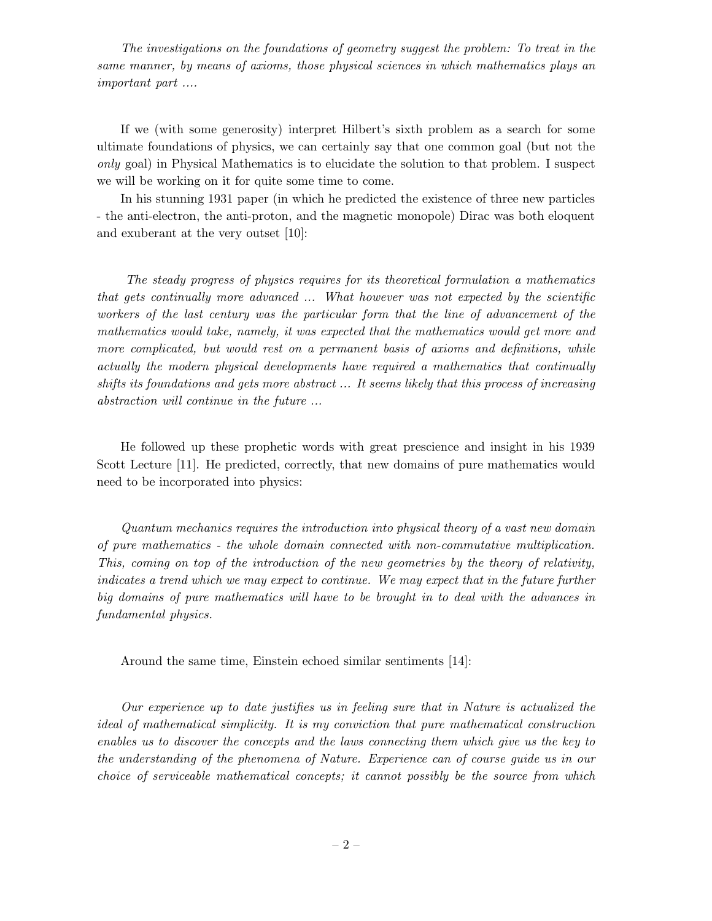*The investigations on the foundations of geometry suggest the problem: To treat in the same manner, by means of axioms, those physical sciences in which mathematics plays an important part ....*

If we (with some generosity) interpret Hilbert's sixth problem as a search for some ultimate foundations of physics, we can certainly say that one common goal (but not the *only* goal) in Physical Mathematics is to elucidate the solution to that problem. I suspect we will be working on it for quite some time to come.

In his stunning 1931 paper (in which he predicted the existence of three new particles - the anti-electron, the anti-proton, and the magnetic monopole) Dirac was both eloquent and exuberant at the very outset [10]:

*The steady progress of physics requires for its theoretical formulation a mathematics that gets continually more advanced ... What however was not expected by the scientific workers of the last century was the particular form that the line of advancement of the mathematics would take, namely, it was expected that the mathematics would get more and more complicated, but would rest on a permanent basis of axioms and definitions, while actually the modern physical developments have required a mathematics that continually shifts its foundations and gets more abstract ... It seems likely that this process of increasing abstraction will continue in the future ...*

He followed up these prophetic words with great prescience and insight in his 1939 Scott Lecture [11]. He predicted, correctly, that new domains of pure mathematics would need to be incorporated into physics:

*Quantum mechanics requires the introduction into physical theory of a vast new domain of pure mathematics - the whole domain connected with non-commutative multiplication. This, coming on top of the introduction of the new geometries by the theory of relativity, indicates a trend which we may expect to continue. We may expect that in the future further big domains of pure mathematics will have to be brought in to deal with the advances in fundamental physics.*

Around the same time, Einstein echoed similar sentiments [14]:

*Our experience up to date justifies us in feeling sure that in Nature is actualized the ideal of mathematical simplicity. It is my conviction that pure mathematical construction enables us to discover the concepts and the laws connecting them which give us the key to the understanding of the phenomena of Nature. Experience can of course guide us in our choice of serviceable mathematical concepts; it cannot possibly be the source from which*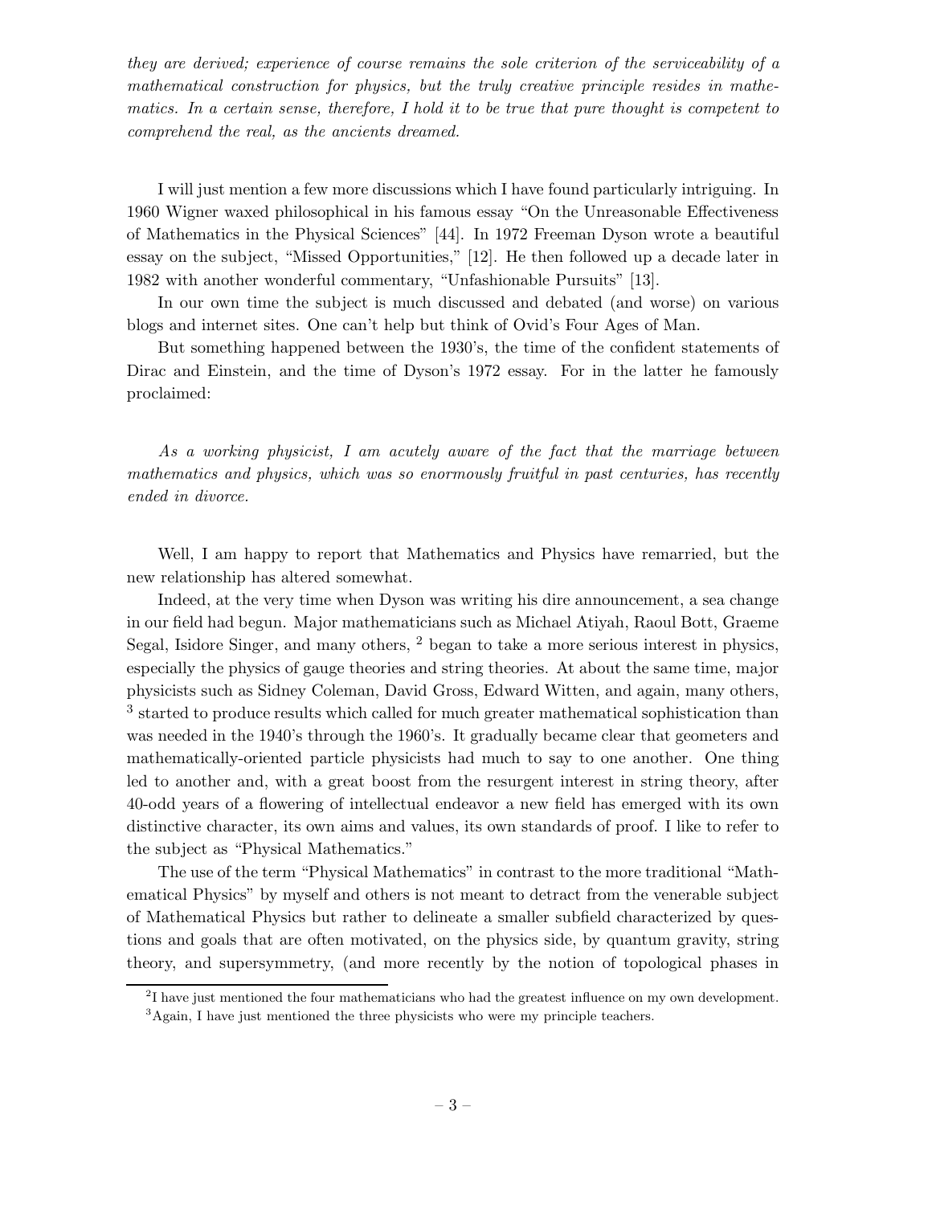*they are derived; experience of course remains the sole criterion of the serviceability of a mathematical construction for physics, but the truly creative principle resides in mathematics. In a certain sense, therefore, I hold it to be true that pure thought is competent to comprehend the real, as the ancients dreamed.*

I will just mention a few more discussions which I have found particularly intriguing. In 1960 Wigner waxed philosophical in his famous essay "On the Unreasonable Effectiveness of Mathematics in the Physical Sciences" [44]. In 1972 Freeman Dyson wrote a beautiful essay on the subject, "Missed Opportunities," [12]. He then followed up a decade later in 1982 with another wonderful commentary, "Unfashionable Pursuits" [13].

In our own time the subject is much discussed and debated (and worse) on various blogs and internet sites. One can't help but think of Ovid's Four Ages of Man.

But something happened between the 1930's, the time of the confident statements of Dirac and Einstein, and the time of Dyson's 1972 essay. For in the latter he famously proclaimed:

*As a working physicist, I am acutely aware of the fact that the marriage between mathematics and physics, which was so enormously fruitful in past centuries, has recently ended in divorce.*

Well, I am happy to report that Mathematics and Physics have remarried, but the new relationship has altered somewhat.

Indeed, at the very time when Dyson was writing his dire announcement, a sea change in our field had begun. Major mathematicians such as Michael Atiyah, Raoul Bott, Graeme Segal, Isidore Singer, and many others, [2] began to take a more serious interest in physics, especially the physics of gauge theories and string theories. At about the same time, major physicists such as Sidney Coleman, David Gross, Edward Witten, and again, many others, [3] started to produce results which called for much greater mathematical sophistication than was needed in the 1940's through the 1960's. It gradually became clear that geometers and mathematically-oriented particle physicists had much to say to one another. One thing led to another and, with a great boost from the resurgent interest in string theory, after 40-odd years of a flowering of intellectual endeavor a new field has emerged with its own distinctive character, its own aims and values, its own standards of proof. I like to refer to the subject as "Physical Mathematics."

The use of the term "Physical Mathematics" in contrast to the more traditional "Mathematical Physics" by myself and others is not meant to detract from the venerable subject of Mathematical Physics but rather to delineate a smaller subfield characterized by questions and goals that are often motivated, on the physics side, by quantum gravity, string theory, and supersymmetry, (and more recently by the notion of topological phases in

[2] I have just mentioned the four mathematicians who had the greatest influence on my own development.

[3] Again, I have just mentioned the three physicists who were my principle teachers.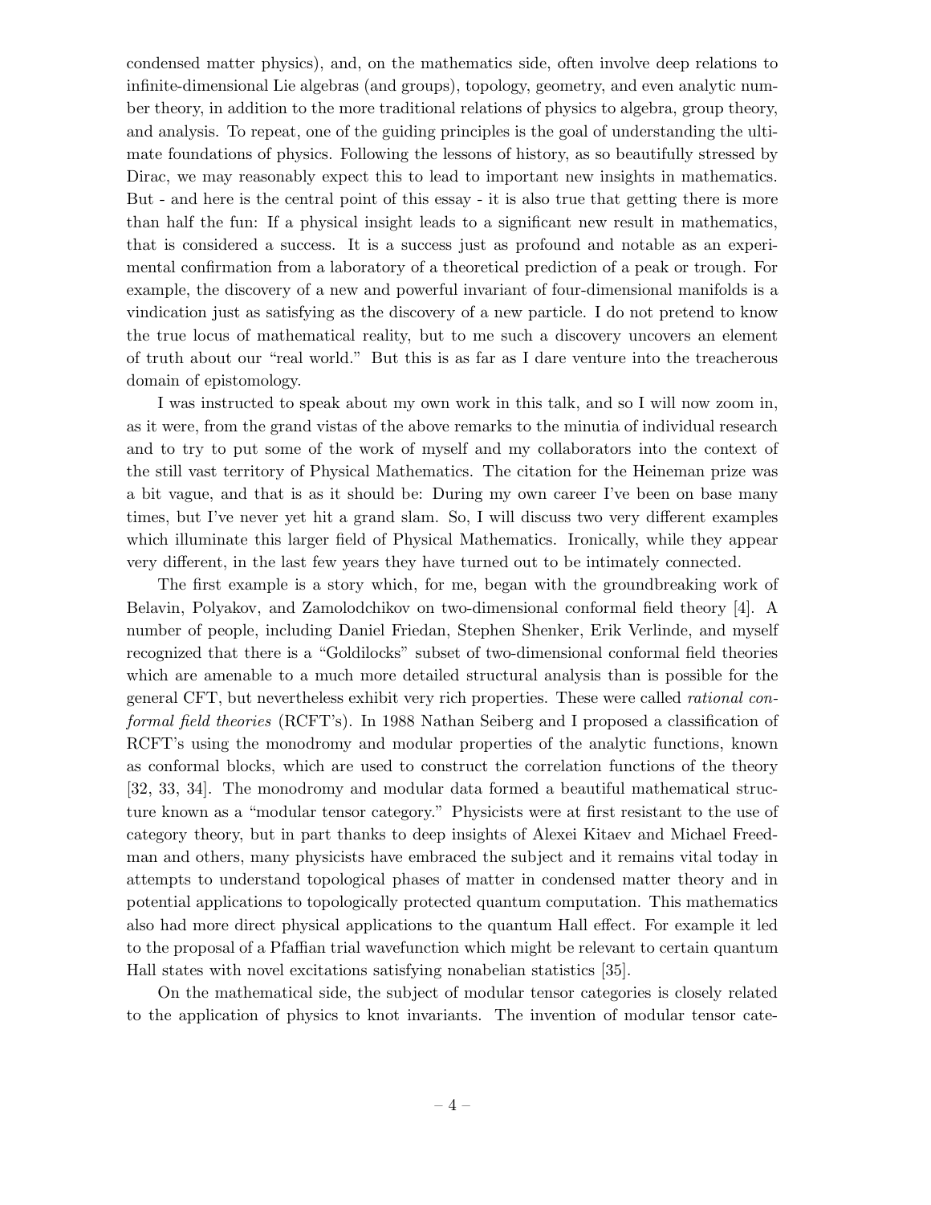condensed matter physics), and, on the mathematics side, often involve deep relations to infinite-dimensional Lie algebras (and groups), topology, geometry, and even analytic number theory, in addition to the more traditional relations of physics to algebra, group theory, and analysis. To repeat, one of the guiding principles is the goal of understanding the ultimate foundations of physics. Following the lessons of history, as so beautifully stressed by Dirac, we may reasonably expect this to lead to important new insights in mathematics. But - and here is the central point of this essay - it is also true that getting there is more than half the fun: If a physical insight leads to a significant new result in mathematics, that is considered a success. It is a success just as profound and notable as an experimental confirmation from a laboratory of a theoretical prediction of a peak or trough. For example, the discovery of a new and powerful invariant of four-dimensional manifolds is a vindication just as satisfying as the discovery of a new particle. I do not pretend to know the true locus of mathematical reality, but to me such a discovery uncovers an element of truth about our "real world." But this is as far as I dare venture into the treacherous domain of epistomology.

I was instructed to speak about my own work in this talk, and so I will now zoom in, as it were, from the grand vistas of the above remarks to the minutia of individual research and to try to put some of the work of myself and my collaborators into the context of the still vast territory of Physical Mathematics. The citation for the Heineman prize was a bit vague, and that is as it should be: During my own career I've been on base many times, but I've never yet hit a grand slam. So, I will discuss two very different examples which illuminate this larger field of Physical Mathematics. Ironically, while they appear very different, in the last few years they have turned out to be intimately connected.

The first example is a story which, for me, began with the groundbreaking work of Belavin, Polyakov, and Zamolodchikov on two-dimensional conformal field theory [4]. A number of people, including Daniel Friedan, Stephen Shenker, Erik Verlinde, and myself recognized that there is a "Goldilocks" subset of two-dimensional conformal field theories which are amenable to a much more detailed structural analysis than is possible for the general CFT, but nevertheless exhibit very rich properties. These were called *rational conformal field theories* (RCFT's). In 1988 Nathan Seiberg and I proposed a classification of RCFT's using the monodromy and modular properties of the analytic functions, known as conformal blocks, which are used to construct the correlation functions of the theory [32, 33, 34]. The monodromy and modular data formed a beautiful mathematical structure known as a "modular tensor category." Physicists were at first resistant to the use of category theory, but in part thanks to deep insights of Alexei Kitaev and Michael Freedman and others, many physicists have embraced the subject and it remains vital today in attempts to understand topological phases of matter in condensed matter theory and in potential applications to topologically protected quantum computation. This mathematics also had more direct physical applications to the quantum Hall effect. For example it led to the proposal of a Pfaffian trial wavefunction which might be relevant to certain quantum Hall states with novel excitations satisfying nonabelian statistics [35].

On the mathematical side, the subject of modular tensor categories is closely related to the application of physics to knot invariants. The invention of modular tensor cate-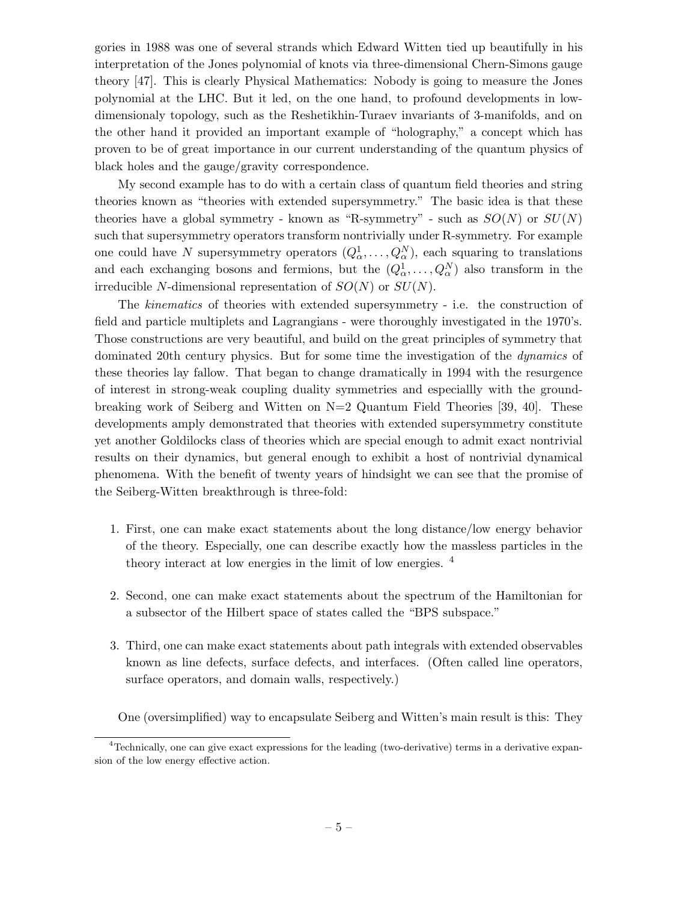gories in 1988 was one of several strands which Edward Witten tied up beautifully in his interpretation of the Jones polynomial of knots via three-dimensional Chern-Simons gauge theory [47]. This is clearly Physical Mathematics: Nobody is going to measure the Jones polynomial at the LHC. But it led, on the one hand, to profound developments in low-dimensionaly topology, such as the Reshetikhin-Turaev invariants of 3-manifolds, and on the other hand it provided an important example of "holography," a concept which has proven to be of great importance in our current understanding of the quantum physics of black holes and the gauge/gravity correspondence.

My second example has to do with a certain class of quantum field theories and string theories known as "theories with extended supersymmetry." The basic idea is that these theories have a global symmetry - known as "R-symmetry" - such as $SO(N)$ or $SU(N)$ such that supersymmetry operators transform nontrivially under R-symmetry. For example one could have $N$ supersymmetry operators $(Q^1_\alpha, \dots, Q^N_\alpha)$, each squaring to translations and each exchanging bosons and fermions, but the $(Q^1_\alpha, \dots, Q^N_\alpha)$ also transform in the irreducible $N$-dimensional representation of $SO(N)$ or $SU(N)$.

The *kinematics* of theories with extended supersymmetry - i.e. the construction of field and particle multiplets and Lagrangians - were thoroughly investigated in the 1970's. Those constructions are very beautiful, and build on the great principles of symmetry that dominated 20th century physics. But for some time the investigation of the *dynamics* of these theories lay fallow. That began to change dramatically in 1994 with the resurgence of interest in strong-weak coupling duality symmetries and especiallly with the groundbreaking work of Seiberg and Witten on N=2 Quantum Field Theories [39, 40]. These developments amply demonstrated that theories with extended supersymmetry constitute yet another Goldilocks class of theories which are special enough to admit exact nontrivial results on their dynamics, but general enough to exhibit a host of nontrivial dynamical phenomena. With the benefit of twenty years of hindsight we can see that the promise of the Seiberg-Witten breakthrough is three-fold:

1. First, one can make exact statements about the long distance/low energy behavior of the theory. Especially, one can describe exactly how the massless particles in the theory interact at low energies in the limit of low energies. [4]

2. Second, one can make exact statements about the spectrum of the Hamiltonian for a subsector of the Hilbert space of states called the "BPS subspace."

3. Third, one can make exact statements about path integrals with extended observables known as line defects, surface defects, and interfaces. (Often called line operators, surface operators, and domain walls, respectively.)

One (oversimplified) way to encapsulate Seiberg and Witten's main result is this: They

[4] Technically, one can give exact expressions for the leading (two-derivative) terms in a derivative expansion of the low energy effective action.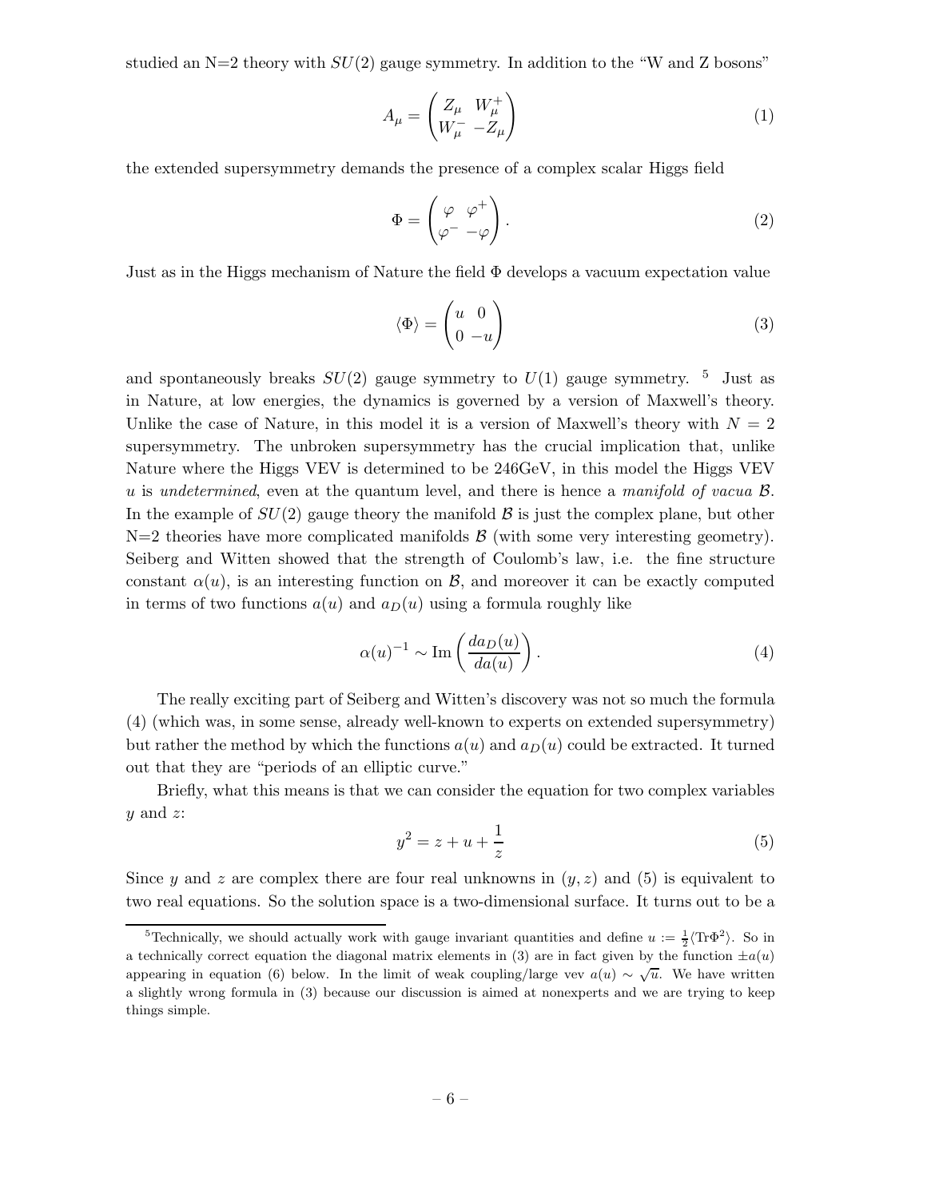studied an N=2 theory with $SU(2)$ gauge symmetry. In addition to the "W and Z bosons"

$$A_\mu = \begin{pmatrix} Z_\mu & W_\mu^+ \\ W_\mu^- & -Z_\mu \end{pmatrix} \tag{1}$$

the extended supersymmetry demands the presence of a complex scalar Higgs field

$$\Phi = \begin{pmatrix} \varphi & \varphi^+ \\ \varphi^- & -\varphi \end{pmatrix}. \tag{2}$$

Just as in the Higgs mechanism of Nature the field $\Phi$ develops a vacuum expectation value

$$\langle \Phi \rangle = \begin{pmatrix} u & 0 \\ 0 & -u \end{pmatrix} \tag{3}$$

and spontaneously breaks $SU(2)$ gauge symmetry to $U(1)$ gauge symmetry. [5] Just as in Nature, at low energies, the dynamics is governed by a version of Maxwell's theory. Unlike the case of Nature, in this model it is a version of Maxwell's theory with $N = 2$ supersymmetry. The unbroken supersymmetry has the crucial implication that, unlike Nature where the Higgs VEV is determined to be 246GeV, in this model the Higgs VEV $u$ is *undetermined*, even at the quantum level, and there is hence a *manifold of vacua* $\mathcal{B}$. In the example of $SU(2)$ gauge theory the manifold $\mathcal{B}$ is just the complex plane, but other N=2 theories have more complicated manifolds $\mathcal{B}$ (with some very interesting geometry). Seiberg and Witten showed that the strength of Coulomb's law, i.e. the fine structure constant $\alpha(u)$, is an interesting function on $\mathcal{B}$, and moreover it can be exactly computed in terms of two functions $a(u)$ and $a_D(u)$ using a formula roughly like

$$\alpha(u)^{-1} \sim \mathrm{Im}\left(\frac{da_D(u)}{da(u)}\right). \tag{4}$$

The really exciting part of Seiberg and Witten's discovery was not so much the formula (4) (which was, in some sense, already well-known to experts on extended supersymmetry) but rather the method by which the functions $a(u)$ and $a_D(u)$ could be extracted. It turned out that they are "periods of an elliptic curve."

Briefly, what this means is that we can consider the equation for two complex variables $y$ and $z$:

$$y^2 = z + u + \frac{1}{z} \tag{5}$$

Since $y$ and $z$ are complex there are four real unknowns in $(y, z)$ and (5) is equivalent to two real equations. So the solution space is a two-dimensional surface. It turns out to be a

[5] Technically, we should actually work with gauge invariant quantities and define $u := \frac{1}{2}\langle \mathrm{Tr}\Phi^2 \rangle$. So in a technically correct equation the diagonal matrix elements in (3) are in fact given by the function $\pm a(u)$ appearing in equation (6) below. In the limit of weak coupling/large vev $a(u) \sim \sqrt{u}$. We have written a slightly wrong formula in (3) because our discussion is aimed at nonexperts and we are trying to keep things simple.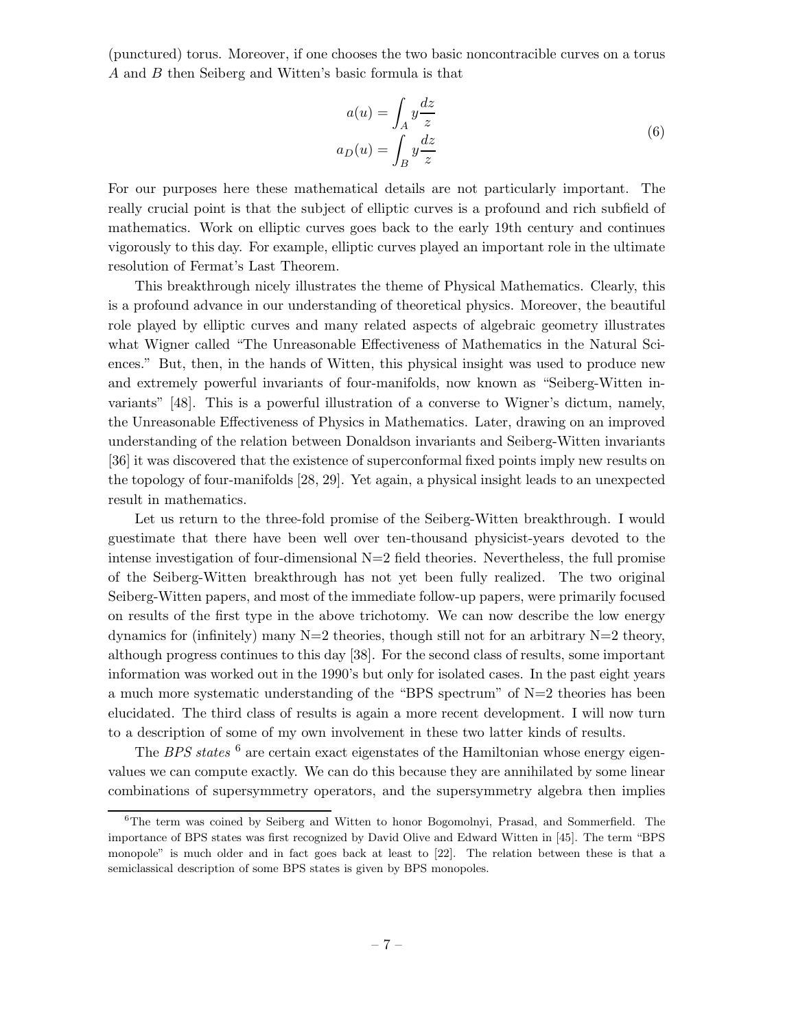(punctured) torus. Moreover, if one chooses the two basic noncontracible curves on a torus $A$ and $B$ then Seiberg and Witten's basic formula is that

$$
\begin{aligned}
a(u) &= \int_A y \frac{dz}{z} \\
a_D(u) &= \int_B y \frac{dz}{z}
\end{aligned}
\tag{6}
$$

For our purposes here these mathematical details are not particularly important. The really crucial point is that the subject of elliptic curves is a profound and rich subfield of mathematics. Work on elliptic curves goes back to the early 19th century and continues vigorously to this day. For example, elliptic curves played an important role in the ultimate resolution of Fermat's Last Theorem.

This breakthrough nicely illustrates the theme of Physical Mathematics. Clearly, this is a profound advance in our understanding of theoretical physics. Moreover, the beautiful role played by elliptic curves and many related aspects of algebraic geometry illustrates what Wigner called "The Unreasonable Effectiveness of Mathematics in the Natural Sciences." But, then, in the hands of Witten, this physical insight was used to produce new and extremely powerful invariants of four-manifolds, now known as "Seiberg-Witten invariants" [48]. This is a powerful illustration of a converse to Wigner's dictum, namely, the Unreasonable Effectiveness of Physics in Mathematics. Later, drawing on an improved understanding of the relation between Donaldson invariants and Seiberg-Witten invariants [36] it was discovered that the existence of superconformal fixed points imply new results on the topology of four-manifolds [28, 29]. Yet again, a physical insight leads to an unexpected result in mathematics.

Let us return to the three-fold promise of the Seiberg-Witten breakthrough. I would guestimate that there have been well over ten-thousand physicist-years devoted to the intense investigation of four-dimensional N=2 field theories. Nevertheless, the full promise of the Seiberg-Witten breakthrough has not yet been fully realized. The two original Seiberg-Witten papers, and most of the immediate follow-up papers, were primarily focused on results of the first type in the above trichotomy. We can now describe the low energy dynamics for (infinitely) many N=2 theories, though still not for an arbitrary N=2 theory, although progress continues to this day [38]. For the second class of results, some important information was worked out in the 1990's but only for isolated cases. In the past eight years a much more systematic understanding of the "BPS spectrum" of N=2 theories has been elucidated. The third class of results is again a more recent development. I will now turn to a description of some of my own involvement in these two latter kinds of results.

The *BPS states* [6] are certain exact eigenstates of the Hamiltonian whose energy eigenvalues we can compute exactly. We can do this because they are annihilated by some linear combinations of supersymmetry operators, and the supersymmetry algebra then implies

[6] The term was coined by Seiberg and Witten to honor Bogomolnyi, Prasad, and Sommerfield. The importance of BPS states was first recognized by David Olive and Edward Witten in [45]. The term "BPS monopole" is much older and in fact goes back at least to [22]. The relation between these is that a semiclassical description of some BPS states is given by BPS monopoles.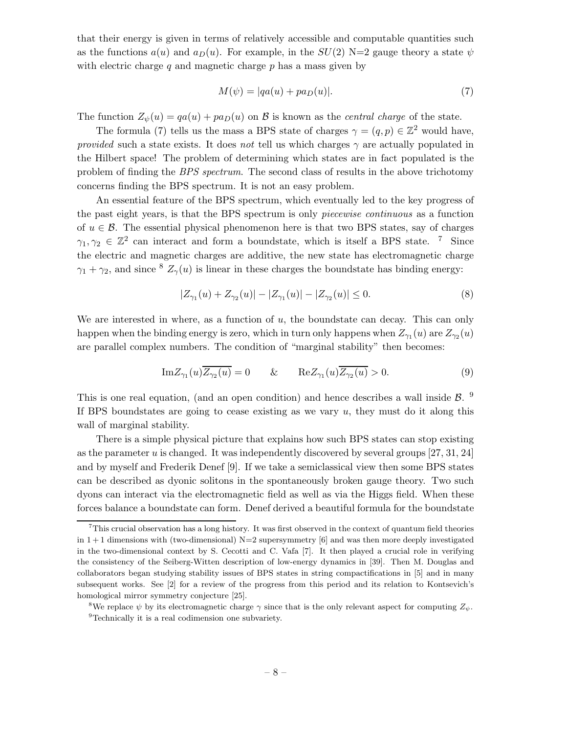that their energy is given in terms of relatively accessible and computable quantities such as the functions $a(u)$ and $a_D(u)$. For example, in the $SU(2)$ N=2 gauge theory a state $\psi$ with electric charge $q$ and magnetic charge $p$ has a mass given by

$$M(\psi) = |qa(u) + pa_D(u)|. \tag{7}$$

The function $Z_\psi(u) = qa(u) + pa_D(u)$ on $\mathcal{B}$ is known as the *central charge* of the state.

The formula (7) tells us the mass a BPS state of charges $\gamma = (q,p) \in \mathbb{Z}^2$ would have, *provided* such a state exists. It does *not* tell us which charges $\gamma$ are actually populated in the Hilbert space! The problem of determining which states are in fact populated is the problem of finding the *BPS spectrum*. The second class of results in the above trichotomy concerns finding the BPS spectrum. It is not an easy problem.

An essential feature of the BPS spectrum, which eventually led to the key progress of the past eight years, is that the BPS spectrum is only *piecewise continuous* as a function of $u \in \mathcal{B}$. The essential physical phenomenon here is that two BPS states, say of charges $\gamma_1, \gamma_2 \in \mathbb{Z}^2$ can interact and form a boundstate, which is itself a BPS state. [7] Since the electric and magnetic charges are additive, the new state has electromagnetic charge $\gamma_1 + \gamma_2$, and since [8] $Z_\gamma(u)$ is linear in these charges the boundstate has binding energy:

$$|Z_{\gamma_1}(u) + Z_{\gamma_2}(u)| - |Z_{\gamma_1}(u)| - |Z_{\gamma_2}(u)| \leq 0. \tag{8}$$

We are interested in where, as a function of $u$, the boundstate can decay. This can only happen when the binding energy is zero, which in turn only happens when $Z_{\gamma_1}(u)$ are $Z_{\gamma_2}(u)$ are parallel complex numbers. The condition of "marginal stability" then becomes:

$$\mathrm{Im} Z_{\gamma_1}(u)\overline{Z_{\gamma_2}(u)} = 0 \qquad \& \qquad \mathrm{Re} Z_{\gamma_1}(u)\overline{Z_{\gamma_2}(u)} > 0. \tag{9}$$

This is one real equation, (and an open condition) and hence describes a wall inside $\mathcal{B}$. [9] If BPS boundstates are going to cease existing as we vary $u$, they must do it along this wall of marginal stability.

There is a simple physical picture that explains how such BPS states can stop existing as the parameter $u$ is changed. It was independently discovered by several groups [27, 31, 24] and by myself and Frederik Denef [9]. If we take a semiclassical view then some BPS states can be described as dyonic solitons in the spontaneously broken gauge theory. Two such dyons can interact via the electromagnetic field as well as via the Higgs field. When these forces balance a boundstate can form. Denef derived a beautiful formula for the boundstate

[7] This crucial observation has a long history. It was first observed in the context of quantum field theories in $1+1$ dimensions with (two-dimensional) N=2 supersymmetry [6] and was then more deeply investigated in the two-dimensional context by S. Cecotti and C. Vafa [7]. It then played a crucial role in verifying the consistency of the Seiberg-Witten description of low-energy dynamics in [39]. Then M. Douglas and collaborators began studying stability issues of BPS states in string compactifications in [5] and in many subsequent works. See [2] for a review of the progress from this period and its relation to Kontsevich's homological mirror symmetry conjecture [25].

[8] We replace $\psi$ by its electromagnetic charge $\gamma$ since that is the only relevant aspect for computing $Z_\psi$.

[9] Technically it is a real codimension one subvariety.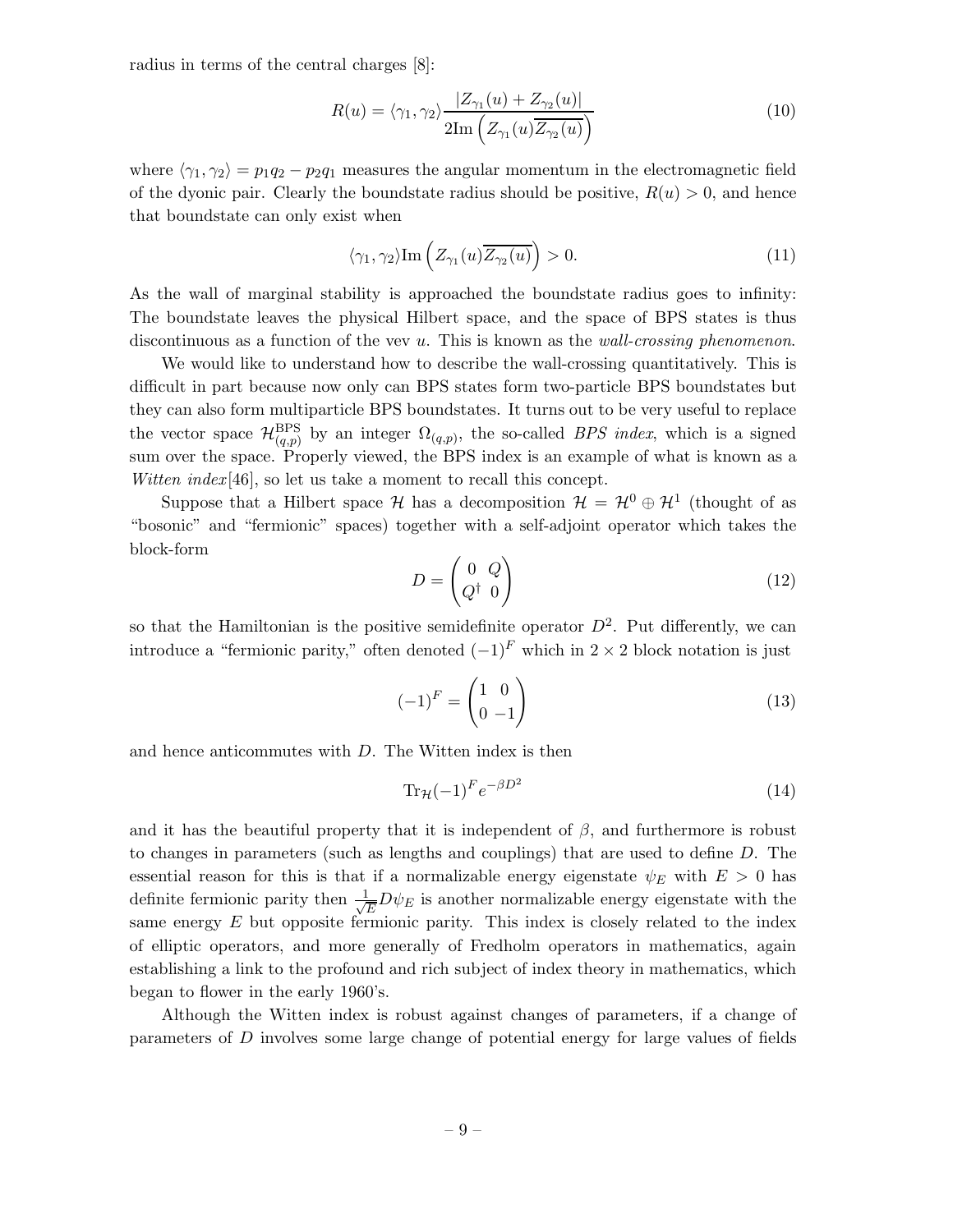radius in terms of the central charges [8]:

$$R(u) = \langle \gamma_1, \gamma_2 \rangle \frac{|Z_{\gamma_1}(u) + Z_{\gamma_2}(u)|}{2\mathrm{Im}\left(Z_{\gamma_1}(u)\overline{Z_{\gamma_2}(u)}\right)} \tag{10}$$

where $\langle \gamma_1, \gamma_2 \rangle = p_1 q_2 - p_2 q_1$ measures the angular momentum in the electromagnetic field of the dyonic pair. Clearly the boundstate radius should be positive, $R(u) > 0$, and hence that boundstate can only exist when

$$\langle \gamma_1, \gamma_2 \rangle \mathrm{Im}\left(Z_{\gamma_1}(u)\overline{Z_{\gamma_2}(u)}\right) > 0. \tag{11}$$

As the wall of marginal stability is approached the boundstate radius goes to infinity: The boundstate leaves the physical Hilbert space, and the space of BPS states is thus discontinuous as a function of the vev $u$. This is known as the *wall-crossing phenomenon*.

We would like to understand how to describe the wall-crossing quantitatively. This is difficult in part because now only can BPS states form two-particle BPS boundstates but they can also form multiparticle BPS boundstates. It turns out to be very useful to replace the vector space $\mathcal{H}^{\mathrm{BPS}}_{(q,p)}$ by an integer $\Omega_{(q,p)}$, the so-called *BPS index*, which is a signed sum over the space. Properly viewed, the BPS index is an example of what is known as a *Witten index*[46], so let us take a moment to recall this concept.

Suppose that a Hilbert space $\mathcal{H}$ has a decomposition $\mathcal{H} = \mathcal{H}^0 \oplus \mathcal{H}^1$ (thought of as "bosonic" and "fermionic" spaces) together with a self-adjoint operator which takes the block-form

$$D = \begin{pmatrix} 0 & Q \\ Q^\dagger & 0 \end{pmatrix} \tag{12}$$

so that the Hamiltonian is the positive semidefinite operator $D^2$. Put differently, we can introduce a "fermionic parity," often denoted $(-1)^F$ which in $2 \times 2$ block notation is just

$$(-1)^F = \begin{pmatrix} 1 & 0 \\ 0 & -1 \end{pmatrix} \tag{13}$$

and hence anticommutes with $D$. The Witten index is then

$$\mathrm{Tr}_{\mathcal{H}}(-1)^F e^{-\beta D^2} \tag{14}$$

and it has the beautiful property that it is independent of $\beta$, and furthermore is robust to changes in parameters (such as lengths and couplings) that are used to define $D$. The essential reason for this is that if a normalizable energy eigenstate $\psi_E$ with $E > 0$ has definite fermionic parity then $\frac{1}{\sqrt{E}} D\psi_E$ is another normalizable energy eigenstate with the same energy $E$ but opposite fermionic parity. This index is closely related to the index of elliptic operators, and more generally of Fredholm operators in mathematics, again establishing a link to the profound and rich subject of index theory in mathematics, which began to flower in the early 1960's.

Although the Witten index is robust against changes of parameters, if a change of parameters of $D$ involves some large change of potential energy for large values of fields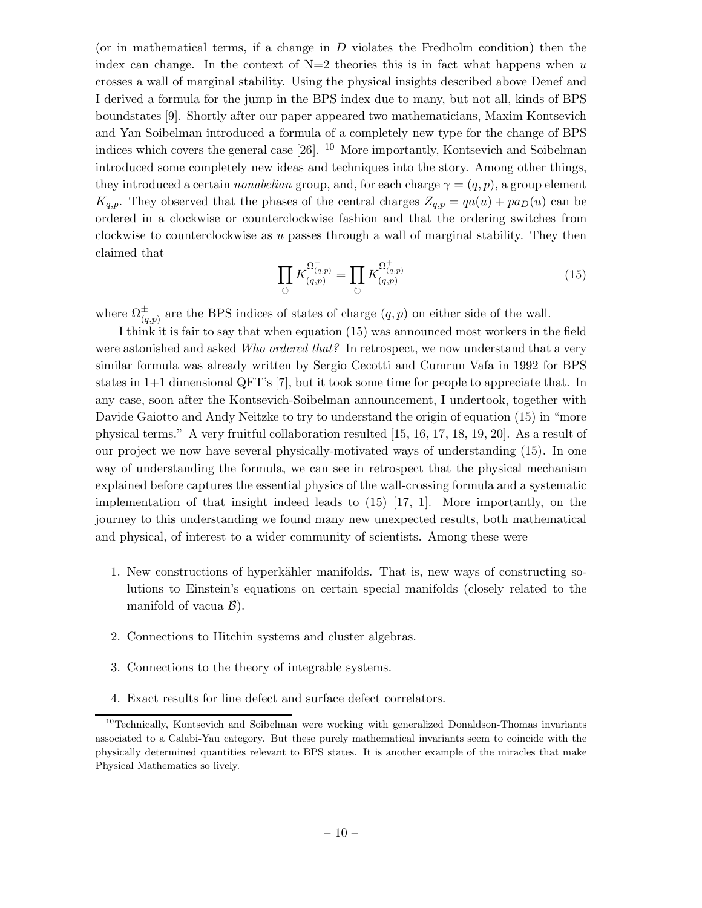(or in mathematical terms, if a change in $D$ violates the Fredholm condition) then the index can change. In the context of N=2 theories this is in fact what happens when $u$ crosses a wall of marginal stability. Using the physical insights described above Denef and I derived a formula for the jump in the BPS index due to many, but not all, kinds of BPS boundstates [9]. Shortly after our paper appeared two mathematicians, Maxim Kontsevich and Yan Soibelman introduced a formula of a completely new type for the change of BPS indices which covers the general case [26]. [10] More importantly, Kontsevich and Soibelman introduced some completely new ideas and techniques into the story. Among other things, they introduced a certain *nonabelian* group, and, for each charge $\gamma = (q, p)$, a group element $K_{q,p}$. They observed that the phases of the central charges $Z_{q,p} = qa(u) + pa_D(u)$ can be ordered in a clockwise or counterclockwise fashion and that the ordering switches from clockwise to counterclockwise as $u$ passes through a wall of marginal stability. They then claimed that

$$\prod_{\circlearrowleft} K_{(q,p)}^{\Omega^-_{(q,p)}} = \prod_{\circlearrowright} K_{(q,p)}^{\Omega^+_{(q,p)}} \tag{15}$$

where $\Omega^{\pm}_{(q,p)}$ are the BPS indices of states of charge $(q, p)$ on either side of the wall.

I think it is fair to say that when equation (15) was announced most workers in the field were astonished and asked *Who ordered that?* In retrospect, we now understand that a very similar formula was already written by Sergio Cecotti and Cumrun Vafa in 1992 for BPS states in 1+1 dimensional QFT's [7], but it took some time for people to appreciate that. In any case, soon after the Kontsevich-Soibelman announcement, I undertook, together with Davide Gaiotto and Andy Neitzke to try to understand the origin of equation (15) in "more physical terms." A very fruitful collaboration resulted [15, 16, 17, 18, 19, 20]. As a result of our project we now have several physically-motivated ways of understanding (15). In one way of understanding the formula, we can see in retrospect that the physical mechanism explained before captures the essential physics of the wall-crossing formula and a systematic implementation of that insight indeed leads to (15) [17, 1]. More importantly, on the journey to this understanding we found many new unexpected results, both mathematical and physical, of interest to a wider community of scientists. Among these were

1. New constructions of hyperkähler manifolds. That is, new ways of constructing solutions to Einstein's equations on certain special manifolds (closely related to the manifold of vacua $\mathcal{B}$).
2. Connections to Hitchin systems and cluster algebras.
3. Connections to the theory of integrable systems.
4. Exact results for line defect and surface defect correlators.

[10] Technically, Kontsevich and Soibelman were working with generalized Donaldson-Thomas invariants associated to a Calabi-Yau category. But these purely mathematical invariants seem to coincide with the physically determined quantities relevant to BPS states. It is another example of the miracles that make Physical Mathematics so lively.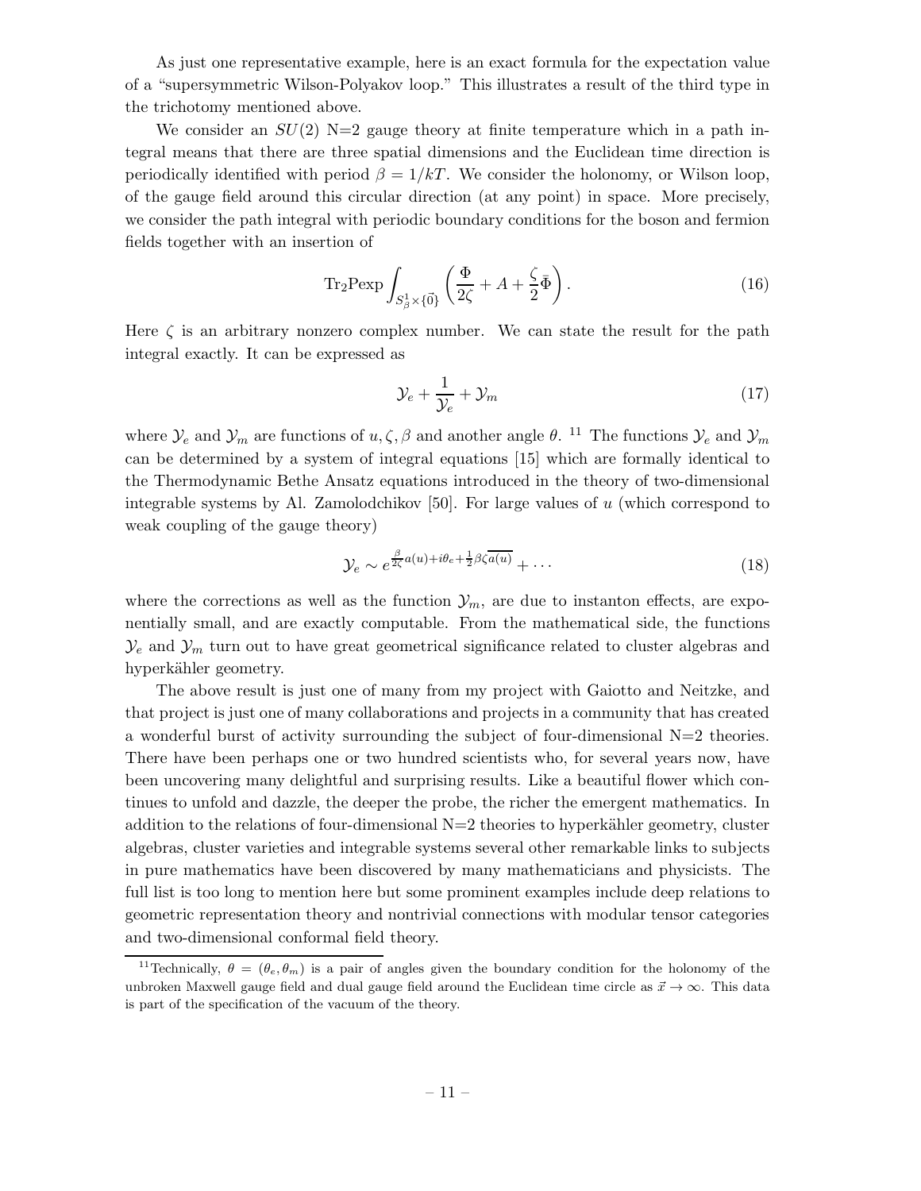As just one representative example, here is an exact formula for the expectation value of a "supersymmetric Wilson-Polyakov loop." This illustrates a result of the third type in the trichotomy mentioned above.

We consider an $SU(2)$ N=2 gauge theory at finite temperature which in a path integral means that there are three spatial dimensions and the Euclidean time direction is periodically identified with period $\beta = 1/kT$. We consider the holonomy, or Wilson loop, of the gauge field around this circular direction (at any point) in space. More precisely, we consider the path integral with periodic boundary conditions for the boson and fermion fields together with an insertion of

$$\mathrm{Tr}_2 \mathrm{Pexp} \int_{S^1_\beta \times \{\vec{0}\}} \left( \frac{\Phi}{2\zeta} + A + \frac{\zeta}{2} \bar{\Phi} \right). \tag{16}$$

Here $\zeta$ is an arbitrary nonzero complex number. We can state the result for the path integral exactly. It can be expressed as

$$\mathcal{Y}_e + \frac{1}{\mathcal{Y}_e} + \mathcal{Y}_m \tag{17}$$

where $\mathcal{Y}_e$ and $\mathcal{Y}_m$ are functions of $u, \zeta, \beta$ and another angle $\theta$. [11] The functions $\mathcal{Y}_e$ and $\mathcal{Y}_m$ can be determined by a system of integral equations [15] which are formally identical to the Thermodynamic Bethe Ansatz equations introduced in the theory of two-dimensional integrable systems by Al. Zamolodchikov [50]. For large values of $u$ (which correspond to weak coupling of the gauge theory)

$$\mathcal{Y}_e \sim e^{\frac{\beta}{2\zeta} a(u) + i\theta_e + \frac{1}{2}\beta\zeta\overline{a(u)}} + \cdots \tag{18}$$

where the corrections as well as the function $\mathcal{Y}_m$, are due to instanton effects, are exponentially small, and are exactly computable. From the mathematical side, the functions $\mathcal{Y}_e$ and $\mathcal{Y}_m$ turn out to have great geometrical significance related to cluster algebras and hyperkähler geometry.

The above result is just one of many from my project with Gaiotto and Neitzke, and that project is just one of many collaborations and projects in a community that has created a wonderful burst of activity surrounding the subject of four-dimensional N=2 theories. There have been perhaps one or two hundred scientists who, for several years now, have been uncovering many delightful and surprising results. Like a beautiful flower which continues to unfold and dazzle, the deeper the probe, the richer the emergent mathematics. In addition to the relations of four-dimensional N=2 theories to hyperkähler geometry, cluster algebras, cluster varieties and integrable systems several other remarkable links to subjects in pure mathematics have been discovered by many mathematicians and physicists. The full list is too long to mention here but some prominent examples include deep relations to geometric representation theory and nontrivial connections with modular tensor categories and two-dimensional conformal field theory.

[11] Technically, $\theta = (\theta_e, \theta_m)$ is a pair of angles given the boundary condition for the holonomy of the unbroken Maxwell gauge field and dual gauge field around the Euclidean time circle as $\vec{x} \to \infty$. This data is part of the specification of the vacuum of the theory.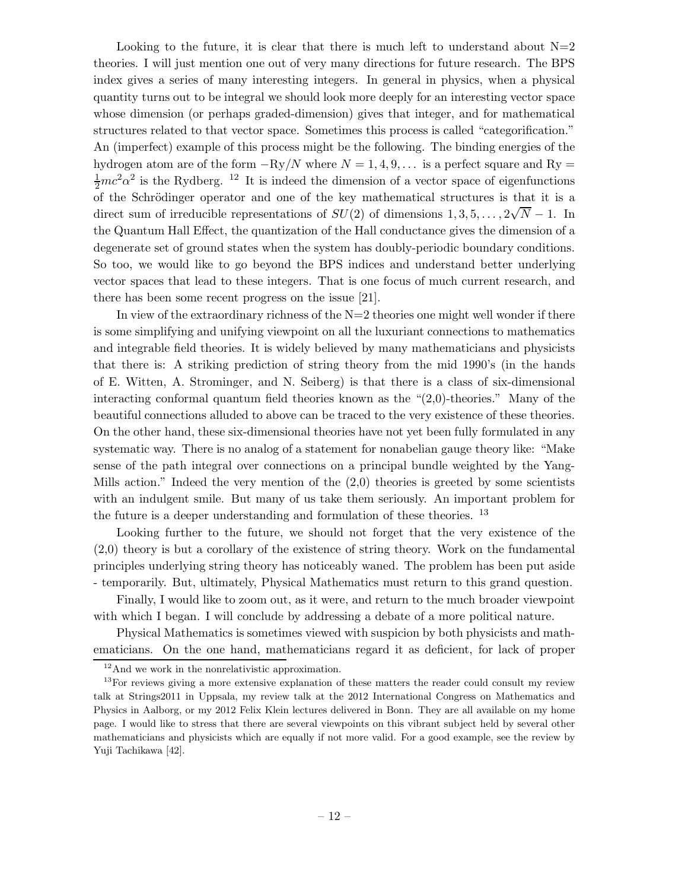Looking to the future, it is clear that there is much left to understand about N=2 theories. I will just mention one out of very many directions for future research. The BPS index gives a series of many interesting integers. In general in physics, when a physical quantity turns out to be integral we should look more deeply for an interesting vector space whose dimension (or perhaps graded-dimension) gives that integer, and for mathematical structures related to that vector space. Sometimes this process is called "categorification." An (imperfect) example of this process might be the following. The binding energies of the hydrogen atom are of the form $-\mathrm{Ry}/N$ where $N = 1, 4, 9, \dots$ is a perfect square and $\mathrm{Ry} = \frac{1}{2}mc^2\alpha^2$ is the Rydberg. [12] It is indeed the dimension of a vector space of eigenfunctions of the Schrödinger operator and one of the key mathematical structures is that it is a direct sum of irreducible representations of $SU(2)$ of dimensions $1, 3, 5, \dots, 2\sqrt{N} - 1$. In the Quantum Hall Effect, the quantization of the Hall conductance gives the dimension of a degenerate set of ground states when the system has doubly-periodic boundary conditions. So too, we would like to go beyond the BPS indices and understand better underlying vector spaces that lead to these integers. That is one focus of much current research, and there has been some recent progress on the issue [21].

In view of the extraordinary richness of the N=2 theories one might well wonder if there is some simplifying and unifying viewpoint on all the luxuriant connections to mathematics and integrable field theories. It is widely believed by many mathematicians and physicists that there is: A striking prediction of string theory from the mid 1990's (in the hands of E. Witten, A. Strominger, and N. Seiberg) is that there is a class of six-dimensional interacting conformal quantum field theories known as the "(2,0)-theories." Many of the beautiful connections alluded to above can be traced to the very existence of these theories. On the other hand, these six-dimensional theories have not yet been fully formulated in any systematic way. There is no analog of a statement for nonabelian gauge theory like: "Make sense of the path integral over connections on a principal bundle weighted by the Yang-Mills action." Indeed the very mention of the (2,0) theories is greeted by some scientists with an indulgent smile. But many of us take them seriously. An important problem for the future is a deeper understanding and formulation of these theories. [13]

Looking further to the future, we should not forget that the very existence of the (2,0) theory is but a corollary of the existence of string theory. Work on the fundamental principles underlying string theory has noticeably waned. The problem has been put aside - temporarily. But, ultimately, Physical Mathematics must return to this grand question.

Finally, I would like to zoom out, as it were, and return to the much broader viewpoint with which I began. I will conclude by addressing a debate of a more political nature.

Physical Mathematics is sometimes viewed with suspicion by both physicists and mathematicians. On the one hand, mathematicians regard it as deficient, for lack of proper

[12] And we work in the nonrelativistic approximation.

[13] For reviews giving a more extensive explanation of these matters the reader could consult my review talk at Strings2011 in Uppsala, my review talk at the 2012 International Congress on Mathematics and Physics in Aalborg, or my 2012 Felix Klein lectures delivered in Bonn. They are all available on my home page. I would like to stress that there are several viewpoints on this vibrant subject held by several other mathematicians and physicists which are equally if not more valid. For a good example, see the review by Yuji Tachikawa [42].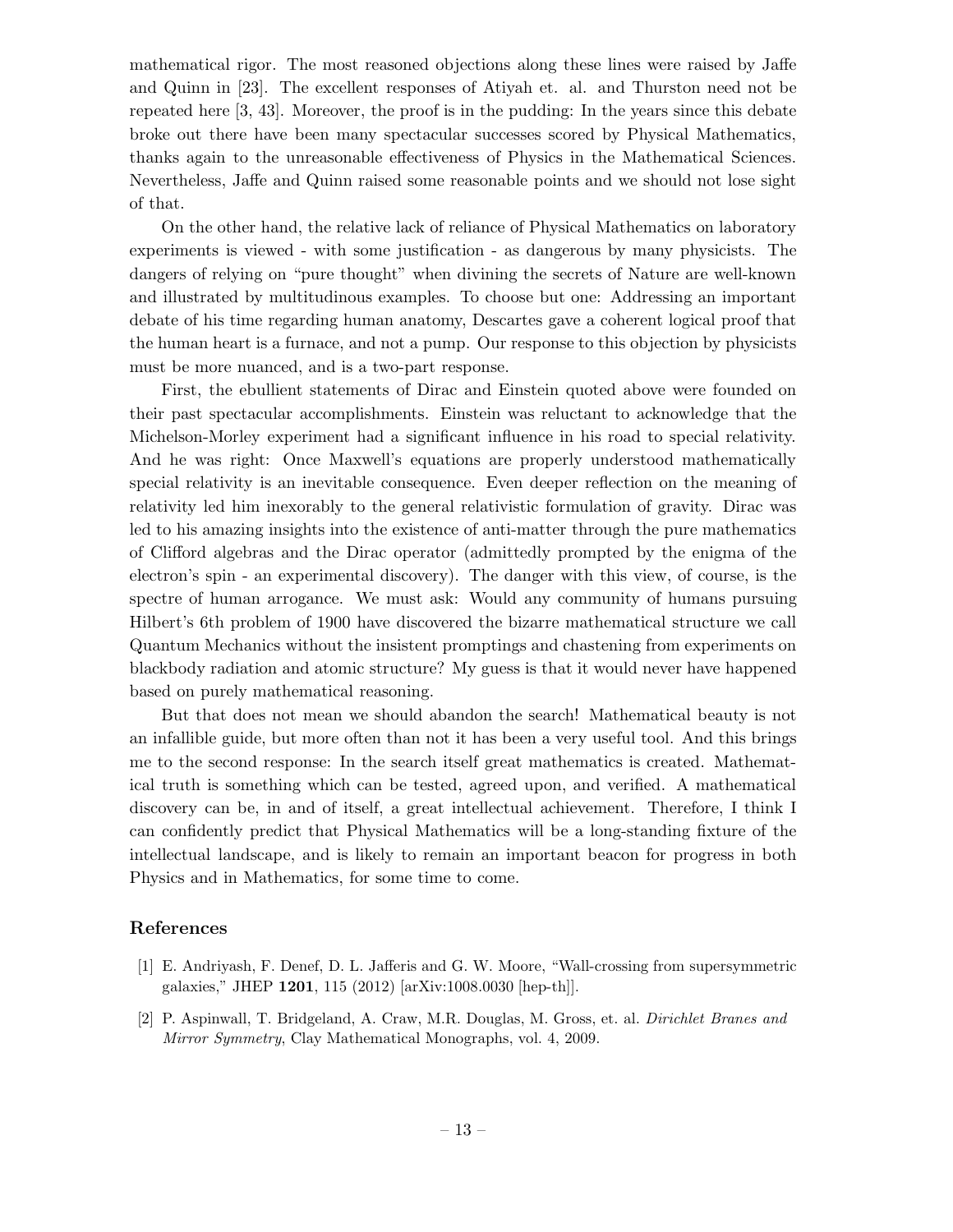mathematical rigor. The most reasoned objections along these lines were raised by Jaffe and Quinn in [23]. The excellent responses of Atiyah et. al. and Thurston need not be repeated here [3, 43]. Moreover, the proof is in the pudding: In the years since this debate broke out there have been many spectacular successes scored by Physical Mathematics, thanks again to the unreasonable effectiveness of Physics in the Mathematical Sciences. Nevertheless, Jaffe and Quinn raised some reasonable points and we should not lose sight of that.

On the other hand, the relative lack of reliance of Physical Mathematics on laboratory experiments is viewed - with some justification - as dangerous by many physicists. The dangers of relying on "pure thought" when divining the secrets of Nature are well-known and illustrated by multitudinous examples. To choose but one: Addressing an important debate of his time regarding human anatomy, Descartes gave a coherent logical proof that the human heart is a furnace, and not a pump. Our response to this objection by physicists must be more nuanced, and is a two-part response.

First, the ebullient statements of Dirac and Einstein quoted above were founded on their past spectacular accomplishments. Einstein was reluctant to acknowledge that the Michelson-Morley experiment had a significant influence in his road to special relativity. And he was right: Once Maxwell's equations are properly understood mathematically special relativity is an inevitable consequence. Even deeper reflection on the meaning of relativity led him inexorably to the general relativistic formulation of gravity. Dirac was led to his amazing insights into the existence of anti-matter through the pure mathematics of Clifford algebras and the Dirac operator (admittedly prompted by the enigma of the electron's spin - an experimental discovery). The danger with this view, of course, is the spectre of human arrogance. We must ask: Would any community of humans pursuing Hilbert's 6th problem of 1900 have discovered the bizarre mathematical structure we call Quantum Mechanics without the insistent promptings and chastening from experiments on blackbody radiation and atomic structure? My guess is that it would never have happened based on purely mathematical reasoning.

But that does not mean we should abandon the search! Mathematical beauty is not an infallible guide, but more often than not it has been a very useful tool. And this brings me to the second response: In the search itself great mathematics is created. Mathematical truth is something which can be tested, agreed upon, and verified. A mathematical discovery can be, in and of itself, a great intellectual achievement. Therefore, I think I can confidently predict that Physical Mathematics will be a long-standing fixture of the intellectual landscape, and is likely to remain an important beacon for progress in both Physics and in Mathematics, for some time to come.

## References

[1] E. Andriyash, F. Denef, D. L. Jafferis and G. W. Moore, "Wall-crossing from supersymmetric galaxies," JHEP **1201**, 115 (2012) [arXiv:1008.0030 [hep-th]].

[2] P. Aspinwall, T. Bridgeland, A. Craw, M.R. Douglas, M. Gross, et. al. *Dirichlet Branes and Mirror Symmetry*, Clay Mathematical Monographs, vol. 4, 2009.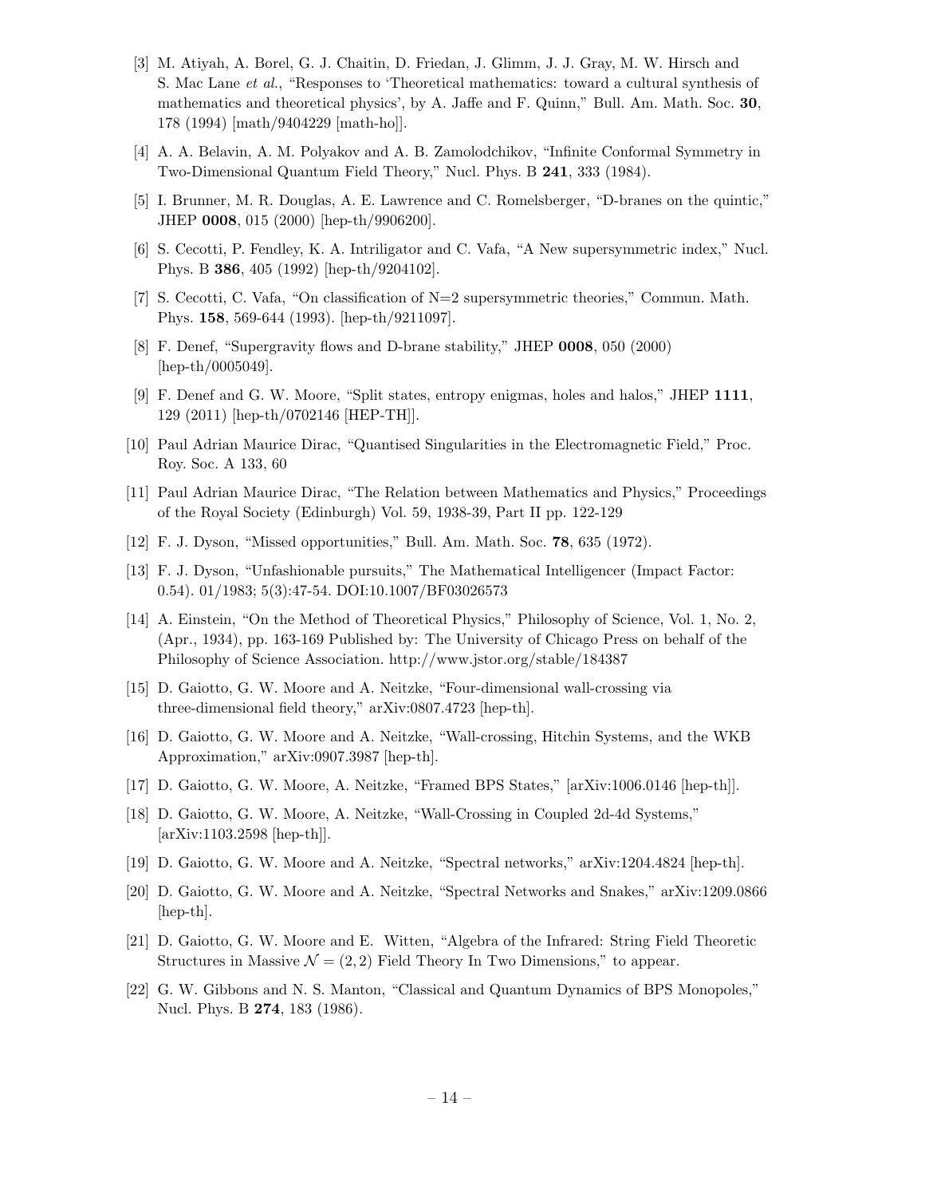[3] M. Atiyah, A. Borel, G. J. Chaitin, D. Friedan, J. Glimm, J. J. Gray, M. W. Hirsch and S. Mac Lane *et al.*, “Responses to ‘Theoretical mathematics: toward a cultural synthesis of mathematics and theoretical physics’, by A. Jaffe and F. Quinn,” Bull. Am. Math. Soc. **30**, 178 (1994) [math/9404229 [math-ho]].

[4] A. A. Belavin, A. M. Polyakov and A. B. Zamolodchikov, “Infinite Conformal Symmetry in Two-Dimensional Quantum Field Theory,” Nucl. Phys. B **241**, 333 (1984).

[5] I. Brunner, M. R. Douglas, A. E. Lawrence and C. Romelsberger, “D-branes on the quintic,” JHEP **0008**, 015 (2000) [hep-th/9906200].

[6] S. Cecotti, P. Fendley, K. A. Intriligator and C. Vafa, “A New supersymmetric index,” Nucl. Phys. B **386**, 405 (1992) [hep-th/9204102].

[7] S. Cecotti, C. Vafa, “On classification of N=2 supersymmetric theories,” Commun. Math. Phys. **158**, 569-644 (1993). [hep-th/9211097].

[8] F. Denef, “Supergravity flows and D-brane stability,” JHEP **0008**, 050 (2000) [hep-th/0005049].

[9] F. Denef and G. W. Moore, “Split states, entropy enigmas, holes and halos,” JHEP **1111**, 129 (2011) [hep-th/0702146 [HEP-TH]].

[10] Paul Adrian Maurice Dirac, “Quantised Singularities in the Electromagnetic Field,” Proc. Roy. Soc. A 133, 60

[11] Paul Adrian Maurice Dirac, “The Relation between Mathematics and Physics,” Proceedings of the Royal Society (Edinburgh) Vol. 59, 1938-39, Part II pp. 122-129

[12] F. J. Dyson, “Missed opportunities,” Bull. Am. Math. Soc. **78**, 635 (1972).

[13] F. J. Dyson, “Unfashionable pursuits,” The Mathematical Intelligencer (Impact Factor: 0.54). 01/1983; 5(3):47-54. DOI:10.1007/BF03026573

[14] A. Einstein, “On the Method of Theoretical Physics,” Philosophy of Science, Vol. 1, No. 2, (Apr., 1934), pp. 163-169 Published by: The University of Chicago Press on behalf of the Philosophy of Science Association. http://www.jstor.org/stable/184387

[15] D. Gaiotto, G. W. Moore and A. Neitzke, “Four-dimensional wall-crossing via three-dimensional field theory,” arXiv:0807.4723 [hep-th].

[16] D. Gaiotto, G. W. Moore and A. Neitzke, “Wall-crossing, Hitchin Systems, and the WKB Approximation,” arXiv:0907.3987 [hep-th].

[17] D. Gaiotto, G. W. Moore, A. Neitzke, “Framed BPS States,” [arXiv:1006.0146 [hep-th]].

[18] D. Gaiotto, G. W. Moore, A. Neitzke, “Wall-Crossing in Coupled 2d-4d Systems,” [arXiv:1103.2598 [hep-th]].

[19] D. Gaiotto, G. W. Moore and A. Neitzke, “Spectral networks,” arXiv:1204.4824 [hep-th].

[20] D. Gaiotto, G. W. Moore and A. Neitzke, “Spectral Networks and Snakes,” arXiv:1209.0866 [hep-th].

[21] D. Gaiotto, G. W. Moore and E. Witten, “Algebra of the Infrared: String Field Theoretic Structures in Massive $\mathcal{N} = (2,2)$ Field Theory In Two Dimensions,” to appear.

[22] G. W. Gibbons and N. S. Manton, “Classical and Quantum Dynamics of BPS Monopoles,” Nucl. Phys. B **274**, 183 (1986).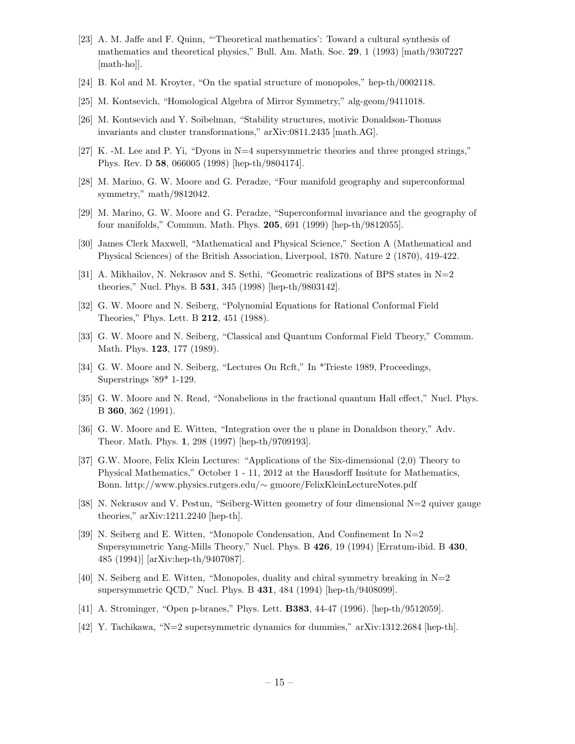[23] A. M. Jaffe and F. Quinn, "'Theoretical mathematics': Toward a cultural synthesis of mathematics and theoretical physics," Bull. Am. Math. Soc. **29**, 1 (1993) [math/9307227 [math-ho]].

[24] B. Kol and M. Kroyter, "On the spatial structure of monopoles," hep-th/0002118.

[25] M. Kontsevich, "Homological Algebra of Mirror Symmetry," alg-geom/9411018.

[26] M. Kontsevich and Y. Soibelman, "Stability structures, motivic Donaldson-Thomas invariants and cluster transformations," arXiv:0811.2435 [math.AG].

[27] K. -M. Lee and P. Yi, "Dyons in N=4 supersymmetric theories and three pronged strings," Phys. Rev. D **58**, 066005 (1998) [hep-th/9804174].

[28] M. Marino, G. W. Moore and G. Peradze, "Four manifold geography and superconformal symmetry," math/9812042.

[29] M. Marino, G. W. Moore and G. Peradze, "Superconformal invariance and the geography of four manifolds," Commun. Math. Phys. **205**, 691 (1999) [hep-th/9812055].

[30] James Clerk Maxwell, "Mathematical and Physical Science," Section A (Mathematical and Physical Sciences) of the British Association, Liverpool, 1870. Nature 2 (1870), 419-422.

[31] A. Mikhailov, N. Nekrasov and S. Sethi, "Geometric realizations of BPS states in N=2 theories," Nucl. Phys. B **531**, 345 (1998) [hep-th/9803142].

[32] G. W. Moore and N. Seiberg, "Polynomial Equations for Rational Conformal Field Theories," Phys. Lett. B **212**, 451 (1988).

[33] G. W. Moore and N. Seiberg, "Classical and Quantum Conformal Field Theory," Commun. Math. Phys. **123**, 177 (1989).

[34] G. W. Moore and N. Seiberg, "Lectures On Rcft," In *Trieste 1989, Proceedings, Superstrings '89* 1-129.

[35] G. W. Moore and N. Read, "Nonabelions in the fractional quantum Hall effect," Nucl. Phys. B **360**, 362 (1991).

[36] G. W. Moore and E. Witten, "Integration over the u plane in Donaldson theory," Adv. Theor. Math. Phys. **1**, 298 (1997) [hep-th/9709193].

[37] G.W. Moore, Felix Klein Lectures: "Applications of the Six-dimensional (2,0) Theory to Physical Mathematics," October 1 - 11, 2012 at the Hausdorff Insitute for Mathematics, Bonn. http://www.physics.rutgers.edu/∼ gmoore/FelixKleinLectureNotes.pdf

[38] N. Nekrasov and V. Pestun, "Seiberg-Witten geometry of four dimensional N=2 quiver gauge theories," arXiv:1211.2240 [hep-th].

[39] N. Seiberg and E. Witten, "Monopole Condensation, And Confinement In N=2 Supersymmetric Yang-Mills Theory," Nucl. Phys. B **426**, 19 (1994) [Erratum-ibid. B **430**, 485 (1994)] [arXiv:hep-th/9407087].

[40] N. Seiberg and E. Witten, "Monopoles, duality and chiral symmetry breaking in N=2 supersymmetric QCD," Nucl. Phys. B **431**, 484 (1994) [hep-th/9408099].

[41] A. Strominger, "Open p-branes," Phys. Lett. **B383**, 44-47 (1996). [hep-th/9512059].

[42] Y. Tachikawa, "N=2 supersymmetric dynamics for dummies," arXiv:1312.2684 [hep-th].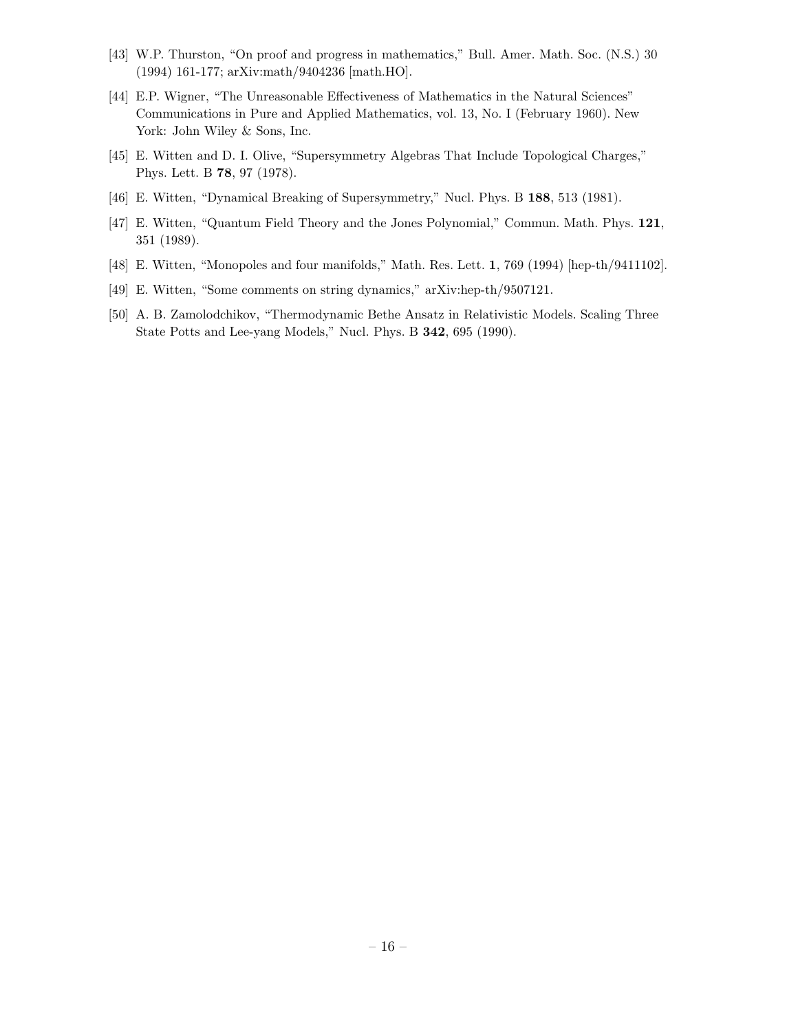[43] W.P. Thurston, "On proof and progress in mathematics," Bull. Amer. Math. Soc. (N.S.) 30 (1994) 161-177; arXiv:math/9404236 [math.HO].

[44] E.P. Wigner, "The Unreasonable Effectiveness of Mathematics in the Natural Sciences" Communications in Pure and Applied Mathematics, vol. 13, No. I (February 1960). New York: John Wiley & Sons, Inc.

[45] E. Witten and D. I. Olive, "Supersymmetry Algebras That Include Topological Charges," Phys. Lett. B **78**, 97 (1978).

[46] E. Witten, "Dynamical Breaking of Supersymmetry," Nucl. Phys. B **188**, 513 (1981).

[47] E. Witten, "Quantum Field Theory and the Jones Polynomial," Commun. Math. Phys. **121**, 351 (1989).

[48] E. Witten, "Monopoles and four manifolds," Math. Res. Lett. **1**, 769 (1994) [hep-th/9411102].

[49] E. Witten, "Some comments on string dynamics," arXiv:hep-th/9507121.

[50] A. B. Zamolodchikov, "Thermodynamic Bethe Ansatz in Relativistic Models. Scaling Three State Potts and Lee-yang Models," Nucl. Phys. B **342**, 695 (1990).